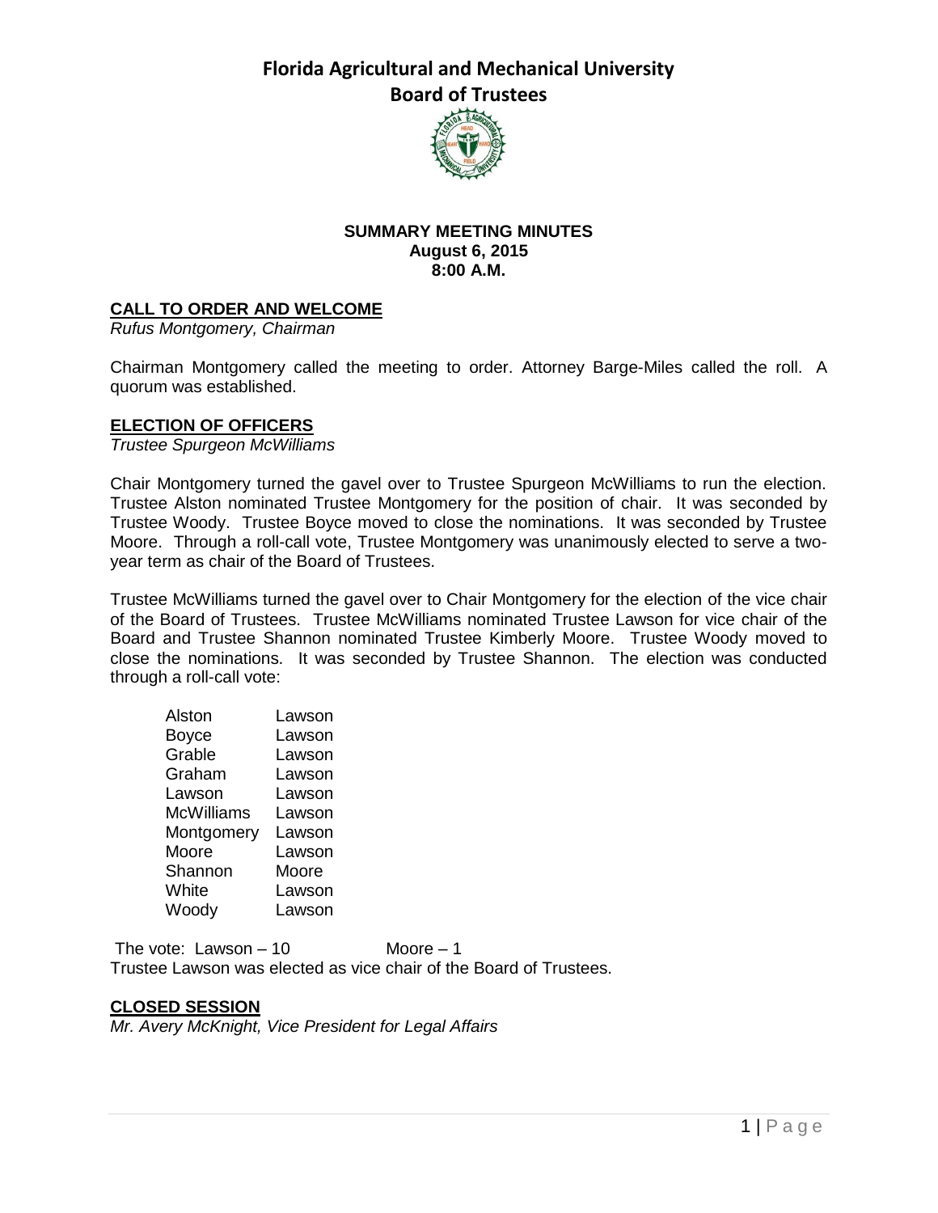# Florida Agricultural and Mechanical University

## Board of Trustees

**SUMMARY MEETING MINUTES**
**August 6, 2015**
**8:00 A.M.**

### CALL TO ORDER AND WELCOME

*Rufus Montgomery, Chairman*

Chairman Montgomery called the meeting to order. Attorney Barge-Miles called the roll. A quorum was established.

### ELECTION OF OFFICERS

*Trustee Spurgeon McWilliams*

Chair Montgomery turned the gavel over to Trustee Spurgeon McWilliams to run the election. Trustee Alston nominated Trustee Montgomery for the position of chair. It was seconded by Trustee Woody. Trustee Boyce moved to close the nominations. It was seconded by Trustee Moore. Through a roll-call vote, Trustee Montgomery was unanimously elected to serve a two-year term as chair of the Board of Trustees.

Trustee McWilliams turned the gavel over to Chair Montgomery for the election of the vice chair of the Board of Trustees. Trustee McWilliams nominated Trustee Lawson for vice chair of the Board and Trustee Shannon nominated Trustee Kimberly Moore. Trustee Woody moved to close the nominations. It was seconded by Trustee Shannon. The election was conducted through a roll-call vote:

| | |
|---|---|
| Alston | Lawson |
| Boyce | Lawson |
| Grable | Lawson |
| Graham | Lawson |
| Lawson | Lawson |
| McWilliams | Lawson |
| Montgomery | Lawson |
| Moore | Lawson |
| Shannon | Moore |
| White | Lawson |
| Woody | Lawson |

The vote: Lawson – 10 Moore – 1

Trustee Lawson was elected as vice chair of the Board of Trustees.

### CLOSED SESSION

*Mr. Avery McKnight, Vice President for Legal Affairs*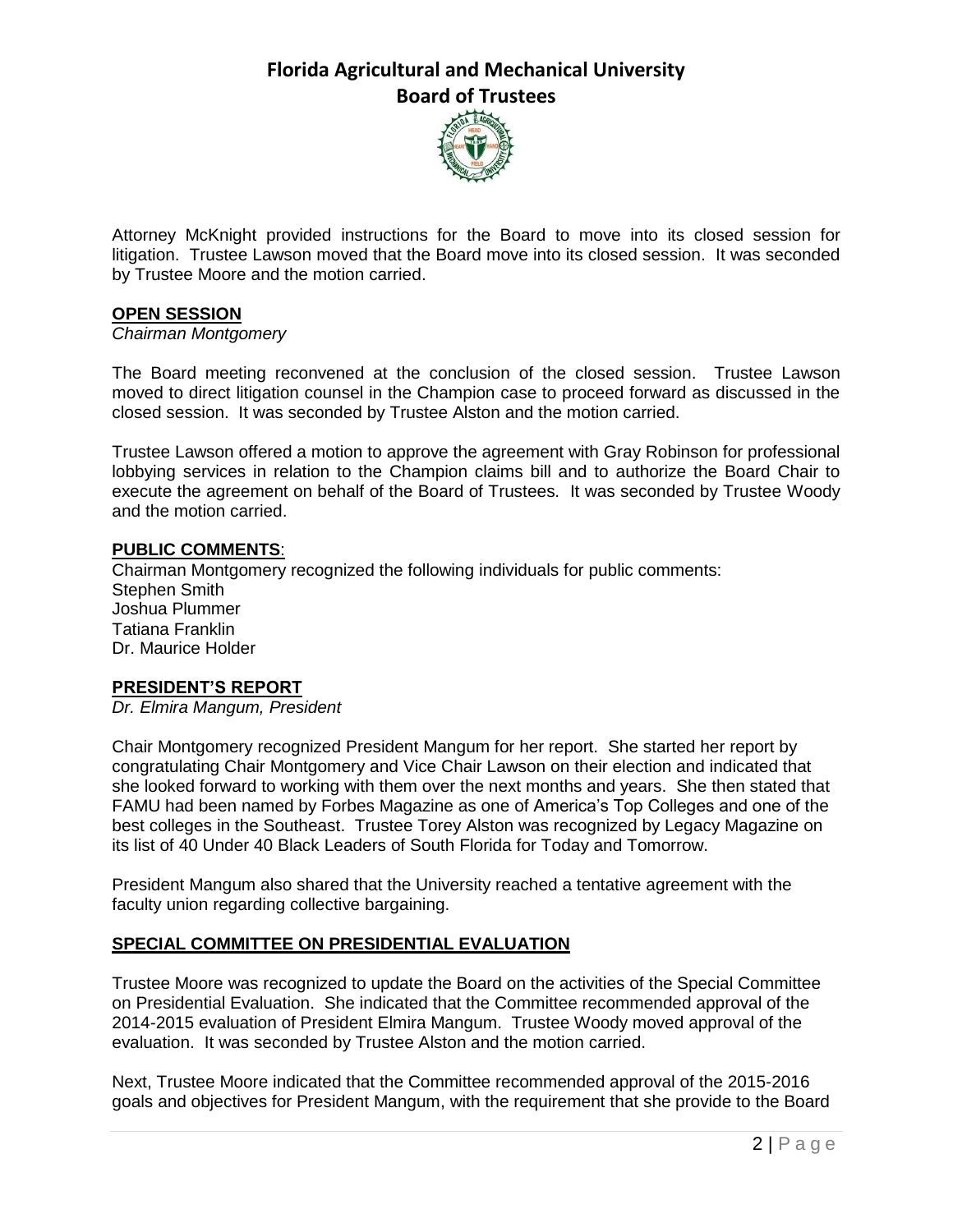Attorney McKnight provided instructions for the Board to move into its closed session for litigation. Trustee Lawson moved that the Board move into its closed session. It was seconded by Trustee Moore and the motion carried.

## **OPEN SESSION**

*Chairman Montgomery*

The Board meeting reconvened at the conclusion of the closed session. Trustee Lawson moved to direct litigation counsel in the Champion case to proceed forward as discussed in the closed session. It was seconded by Trustee Alston and the motion carried.

Trustee Lawson offered a motion to approve the agreement with Gray Robinson for professional lobbying services in relation to the Champion claims bill and to authorize the Board Chair to execute the agreement on behalf of the Board of Trustees. It was seconded by Trustee Woody and the motion carried.

## **PUBLIC COMMENTS**:

Chairman Montgomery recognized the following individuals for public comments:
Stephen Smith
Joshua Plummer
Tatiana Franklin
Dr. Maurice Holder

## **PRESIDENT'S REPORT**

*Dr. Elmira Mangum, President*

Chair Montgomery recognized President Mangum for her report. She started her report by congratulating Chair Montgomery and Vice Chair Lawson on their election and indicated that she looked forward to working with them over the next months and years. She then stated that FAMU had been named by Forbes Magazine as one of America's Top Colleges and one of the best colleges in the Southeast. Trustee Torey Alston was recognized by Legacy Magazine on its list of 40 Under 40 Black Leaders of South Florida for Today and Tomorrow.

President Mangum also shared that the University reached a tentative agreement with the faculty union regarding collective bargaining.

## **SPECIAL COMMITTEE ON PRESIDENTIAL EVALUATION**

Trustee Moore was recognized to update the Board on the activities of the Special Committee on Presidential Evaluation. She indicated that the Committee recommended approval of the 2014-2015 evaluation of President Elmira Mangum. Trustee Woody moved approval of the evaluation. It was seconded by Trustee Alston and the motion carried.

Next, Trustee Moore indicated that the Committee recommended approval of the 2015-2016 goals and objectives for President Mangum, with the requirement that she provide to the Board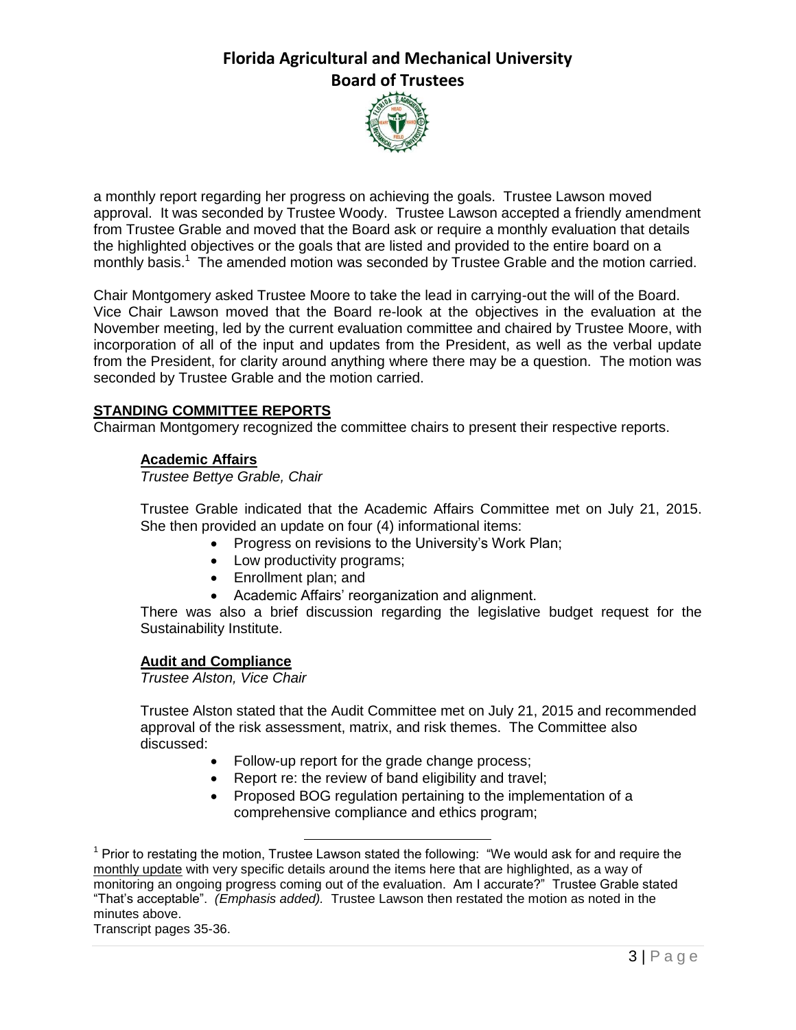a monthly report regarding her progress on achieving the goals. Trustee Lawson moved approval. It was seconded by Trustee Woody. Trustee Lawson accepted a friendly amendment from Trustee Grable and moved that the Board ask or require a monthly evaluation that details the highlighted objectives or the goals that are listed and provided to the entire board on a monthly basis.[1] The amended motion was seconded by Trustee Grable and the motion carried.

Chair Montgomery asked Trustee Moore to take the lead in carrying-out the will of the Board. Vice Chair Lawson moved that the Board re-look at the objectives in the evaluation at the November meeting, led by the current evaluation committee and chaired by Trustee Moore, with incorporation of all of the input and updates from the President, as well as the verbal update from the President, for clarity around anything where there may be a question. The motion was seconded by Trustee Grable and the motion carried.

## STANDING COMMITTEE REPORTS

Chairman Montgomery recognized the committee chairs to present their respective reports.

### Academic Affairs

*Trustee Bettye Grable, Chair*

Trustee Grable indicated that the Academic Affairs Committee met on July 21, 2015. She then provided an update on four (4) informational items:

- Progress on revisions to the University's Work Plan;
- Low productivity programs;
- Enrollment plan; and
- Academic Affairs' reorganization and alignment.

There was also a brief discussion regarding the legislative budget request for the Sustainability Institute.

### Audit and Compliance

*Trustee Alston, Vice Chair*

Trustee Alston stated that the Audit Committee met on July 21, 2015 and recommended approval of the risk assessment, matrix, and risk themes. The Committee also discussed:

- Follow-up report for the grade change process;
- Report re: the review of band eligibility and travel;
- Proposed BOG regulation pertaining to the implementation of a comprehensive compliance and ethics program;

---

[1] Prior to restating the motion, Trustee Lawson stated the following: "We would ask for and require the monthly update with very specific details around the items here that are highlighted, as a way of monitoring an ongoing progress coming out of the evaluation. Am I accurate?" Trustee Grable stated "That's acceptable". *(Emphasis added).* Trustee Lawson then restated the motion as noted in the minutes above.

Transcript pages 35-36.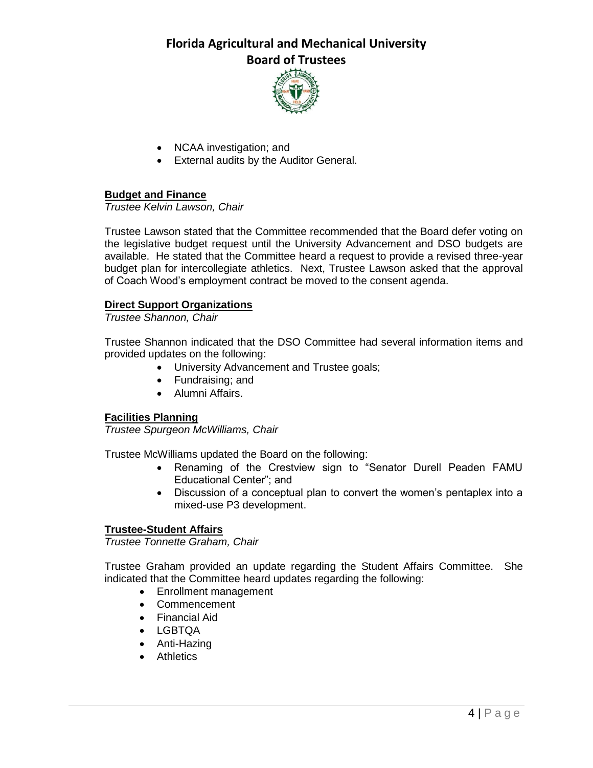- NCAA investigation; and
- External audits by the Auditor General.

**Budget and Finance**

*Trustee Kelvin Lawson, Chair*

Trustee Lawson stated that the Committee recommended that the Board defer voting on the legislative budget request until the University Advancement and DSO budgets are available. He stated that the Committee heard a request to provide a revised three-year budget plan for intercollegiate athletics. Next, Trustee Lawson asked that the approval of Coach Wood's employment contract be moved to the consent agenda.

**Direct Support Organizations**

*Trustee Shannon, Chair*

Trustee Shannon indicated that the DSO Committee had several information items and provided updates on the following:

- University Advancement and Trustee goals;
- Fundraising; and
- Alumni Affairs.

**Facilities Planning**

*Trustee Spurgeon McWilliams, Chair*

Trustee McWilliams updated the Board on the following:

- Renaming of the Crestview sign to "Senator Durell Peaden FAMU Educational Center"; and
- Discussion of a conceptual plan to convert the women's pentaplex into a mixed-use P3 development.

**Trustee-Student Affairs**

*Trustee Tonnette Graham, Chair*

Trustee Graham provided an update regarding the Student Affairs Committee. She indicated that the Committee heard updates regarding the following:

- Enrollment management
- Commencement
- Financial Aid
- LGBTQA
- Anti-Hazing
- Athletics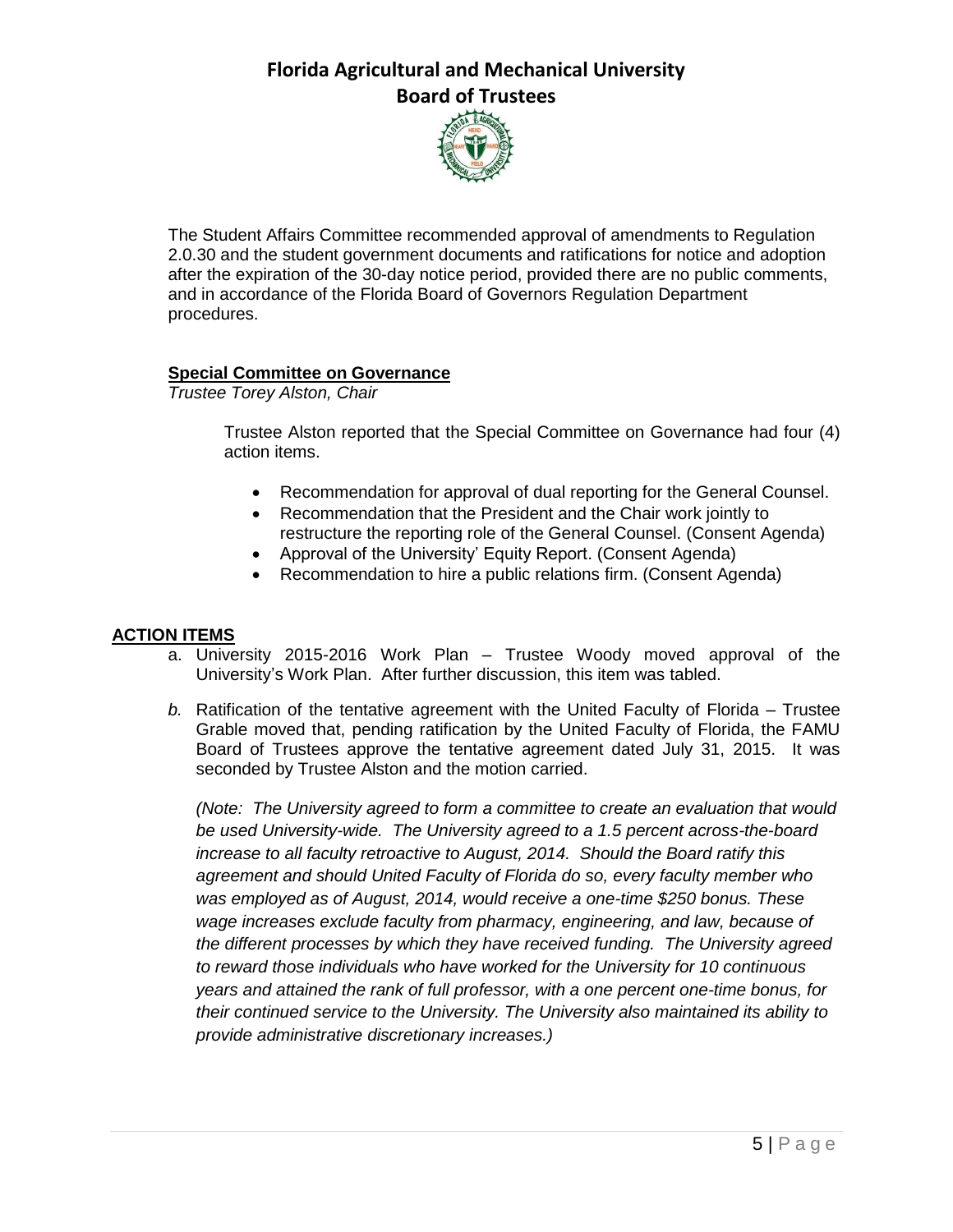The Student Affairs Committee recommended approval of amendments to Regulation 2.0.30 and the student government documents and ratifications for notice and adoption after the expiration of the 30-day notice period, provided there are no public comments, and in accordance of the Florida Board of Governors Regulation Department procedures.

**Special Committee on Governance**

*Trustee Torey Alston, Chair*

Trustee Alston reported that the Special Committee on Governance had four (4) action items.

- Recommendation for approval of dual reporting for the General Counsel.
- Recommendation that the President and the Chair work jointly to restructure the reporting role of the General Counsel. (Consent Agenda)
- Approval of the University' Equity Report. (Consent Agenda)
- Recommendation to hire a public relations firm. (Consent Agenda)

**ACTION ITEMS**

a. University 2015-2016 Work Plan – Trustee Woody moved approval of the University's Work Plan. After further discussion, this item was tabled.

*b.* Ratification of the tentative agreement with the United Faculty of Florida – Trustee Grable moved that, pending ratification by the United Faculty of Florida, the FAMU Board of Trustees approve the tentative agreement dated July 31, 2015. It was seconded by Trustee Alston and the motion carried.

*(Note: The University agreed to form a committee to create an evaluation that would be used University-wide. The University agreed to a 1.5 percent across-the-board increase to all faculty retroactive to August, 2014. Should the Board ratify this agreement and should United Faculty of Florida do so, every faculty member who was employed as of August, 2014, would receive a one-time $250 bonus. These wage increases exclude faculty from pharmacy, engineering, and law, because of the different processes by which they have received funding. The University agreed to reward those individuals who have worked for the University for 10 continuous years and attained the rank of full professor, with a one percent one-time bonus, for their continued service to the University. The University also maintained its ability to provide administrative discretionary increases.)*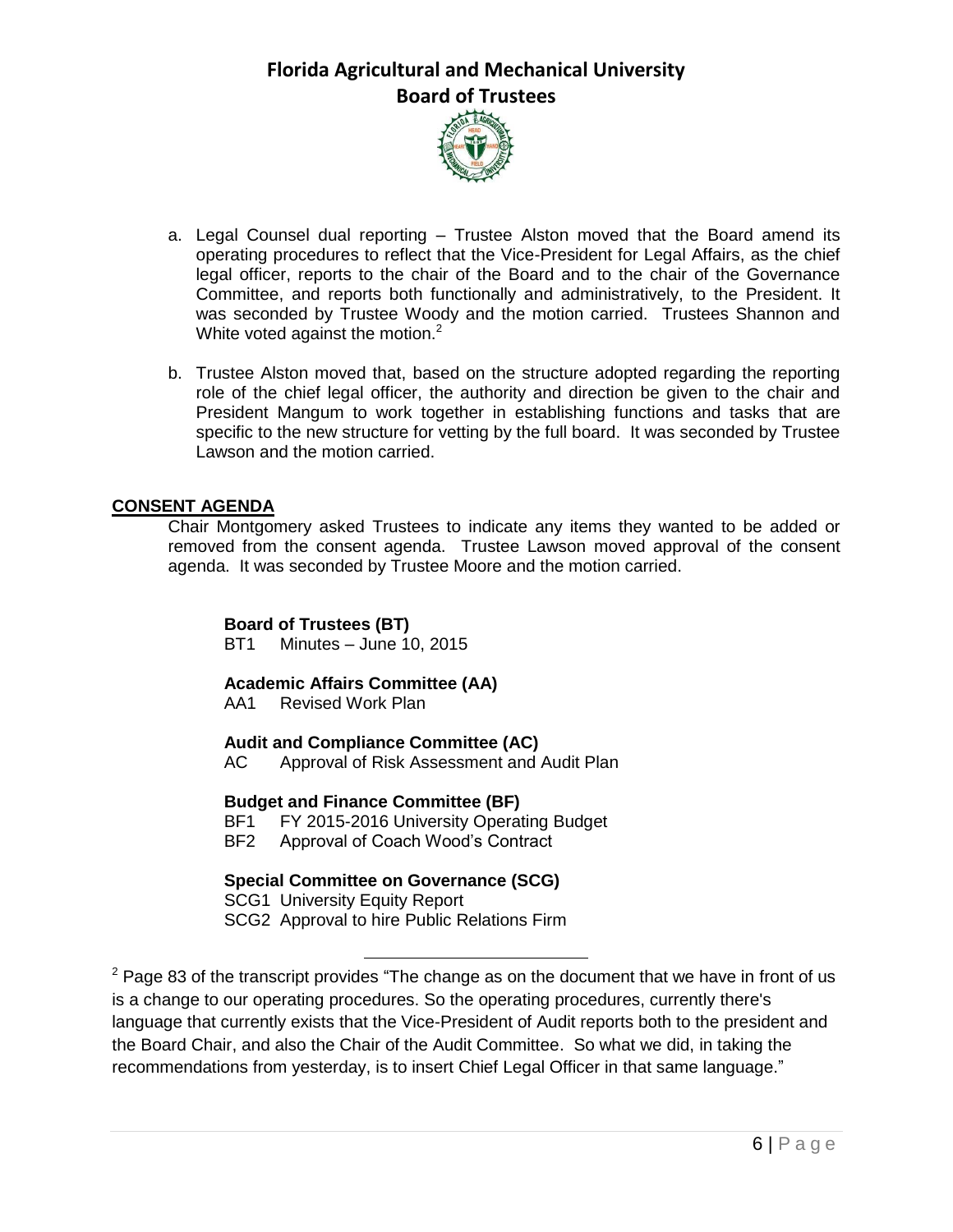a. Legal Counsel dual reporting – Trustee Alston moved that the Board amend its operating procedures to reflect that the Vice-President for Legal Affairs, as the chief legal officer, reports to the chair of the Board and to the chair of the Governance Committee, and reports both functionally and administratively, to the President. It was seconded by Trustee Woody and the motion carried. Trustees Shannon and White voted against the motion.[2]

b. Trustee Alston moved that, based on the structure adopted regarding the reporting role of the chief legal officer, the authority and direction be given to the chair and President Mangum to work together in establishing functions and tasks that are specific to the new structure for vetting by the full board. It was seconded by Trustee Lawson and the motion carried.

**CONSENT AGENDA**

Chair Montgomery asked Trustees to indicate any items they wanted to be added or removed from the consent agenda. Trustee Lawson moved approval of the consent agenda. It was seconded by Trustee Moore and the motion carried.

**Board of Trustees (BT)**
BT1 Minutes – June 10, 2015

**Academic Affairs Committee (AA)**
AA1 Revised Work Plan

**Audit and Compliance Committee (AC)**
AC Approval of Risk Assessment and Audit Plan

**Budget and Finance Committee (BF)**
BF1 FY 2015-2016 University Operating Budget
BF2 Approval of Coach Wood's Contract

**Special Committee on Governance (SCG)**
SCG1 University Equity Report
SCG2 Approval to hire Public Relations Firm

---

[2] Page 83 of the transcript provides "The change as on the document that we have in front of us is a change to our operating procedures. So the operating procedures, currently there's language that currently exists that the Vice-President of Audit reports both to the president and the Board Chair, and also the Chair of the Audit Committee. So what we did, in taking the recommendations from yesterday, is to insert Chief Legal Officer in that same language."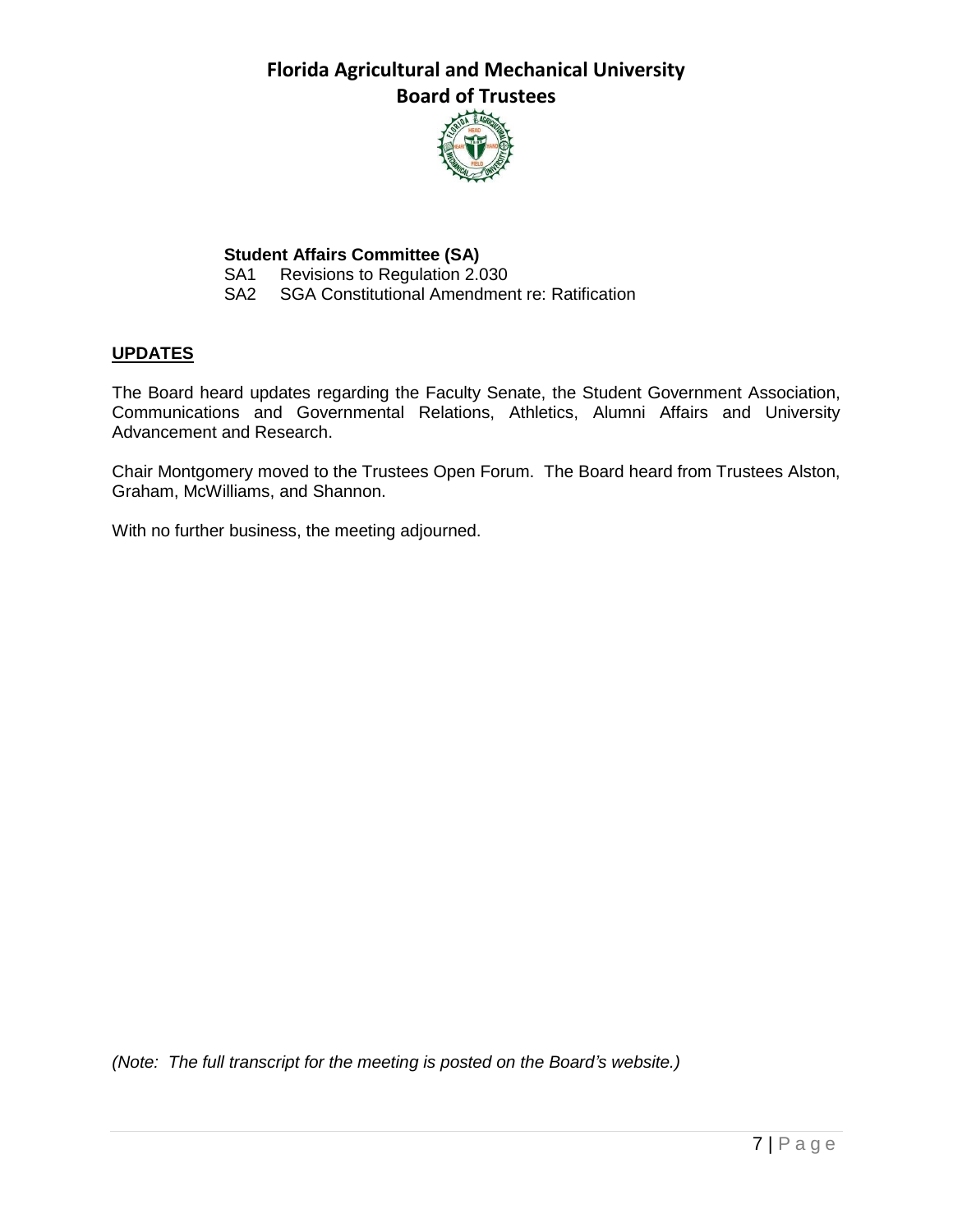**Student Affairs Committee (SA)**

SA1 Revisions to Regulation 2.030

SA2 SGA Constitutional Amendment re: Ratification

## UPDATES

The Board heard updates regarding the Faculty Senate, the Student Government Association, Communications and Governmental Relations, Athletics, Alumni Affairs and University Advancement and Research.

Chair Montgomery moved to the Trustees Open Forum. The Board heard from Trustees Alston, Graham, McWilliams, and Shannon.

With no further business, the meeting adjourned.

*(Note: The full transcript for the meeting is posted on the Board's website.)*